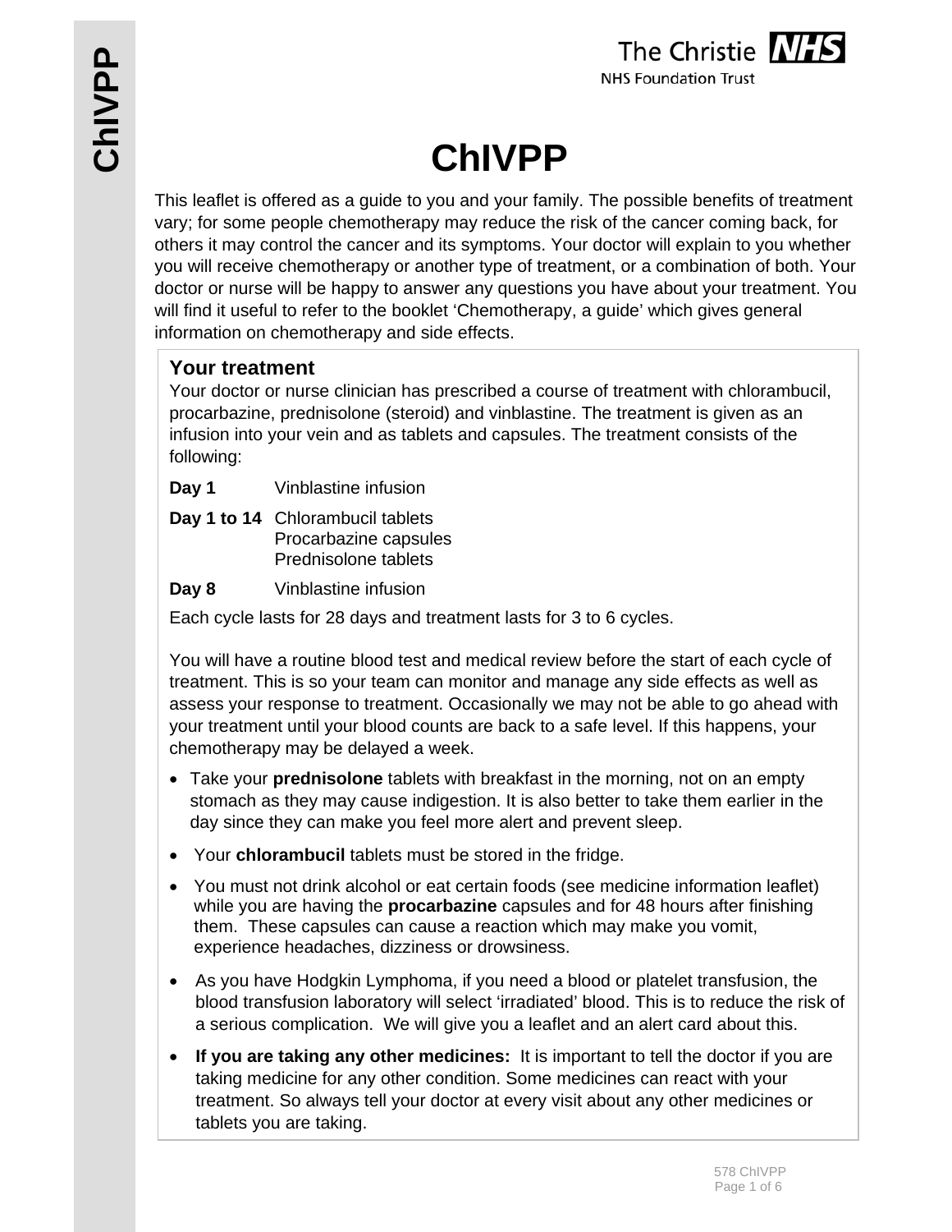# ChlVPP

This leaflet is offered as a guide to you and your family. The possible benefits of treatment vary; for some people chemotherapy may reduce the risk of the cancer coming back, for others it may control the cancer and its symptoms. Your doctor will explain to you whether you will receive chemotherapy or another type of treatment, or a combination of both. Your doctor or nurse will be happy to answer any questions you have about your treatment. You will find it useful to refer to the booklet 'Chemotherapy, a guide' which gives general information on chemotherapy and side effects.

## Your treatment

Your doctor or nurse clinician has prescribed a course of treatment with chlorambucil, procarbazine, prednisolone (steroid) and vinblastine. The treatment is given as an infusion into your vein and as tablets and capsules. The treatment consists of the following:

| | |
|---|---|
| **Day 1** | Vinblastine infusion |
| **Day 1 to 14** | Chlorambucil tablets<br>Procarbazine capsules<br>Prednisolone tablets |
| **Day 8** | Vinblastine infusion |

Each cycle lasts for 28 days and treatment lasts for 3 to 6 cycles.

You will have a routine blood test and medical review before the start of each cycle of treatment. This is so your team can monitor and manage any side effects as well as assess your response to treatment. Occasionally we may not be able to go ahead with your treatment until your blood counts are back to a safe level. If this happens, your chemotherapy may be delayed a week.

- Take your **prednisolone** tablets with breakfast in the morning, not on an empty stomach as they may cause indigestion. It is also better to take them earlier in the day since they can make you feel more alert and prevent sleep.
- Your **chlorambucil** tablets must be stored in the fridge.
- You must not drink alcohol or eat certain foods (see medicine information leaflet) while you are having the **procarbazine** capsules and for 48 hours after finishing them. These capsules can cause a reaction which may make you vomit, experience headaches, dizziness or drowsiness.
- As you have Hodgkin Lymphoma, if you need a blood or platelet transfusion, the blood transfusion laboratory will select 'irradiated' blood. This is to reduce the risk of a serious complication. We will give you a leaflet and an alert card about this.
- **If you are taking any other medicines:** It is important to tell the doctor if you are taking medicine for any other condition. Some medicines can react with your treatment. So always tell your doctor at every visit about any other medicines or tablets you are taking.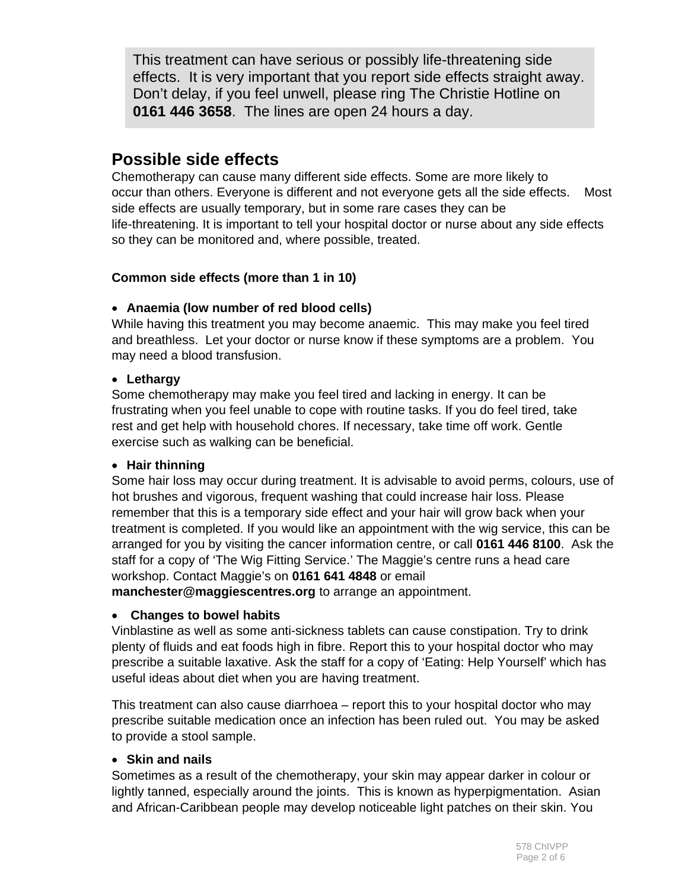This treatment can have serious or possibly life-threatening side effects. It is very important that you report side effects straight away. Don't delay, if you feel unwell, please ring The Christie Hotline on **0161 446 3658**. The lines are open 24 hours a day.

## Possible side effects

Chemotherapy can cause many different side effects. Some are more likely to occur than others. Everyone is different and not everyone gets all the side effects. Most side effects are usually temporary, but in some rare cases they can be life-threatening. It is important to tell your hospital doctor or nurse about any side effects so they can be monitored and, where possible, treated.

**Common side effects (more than 1 in 10)**

- **Anaemia (low number of red blood cells)**

While having this treatment you may become anaemic. This may make you feel tired and breathless. Let your doctor or nurse know if these symptoms are a problem. You may need a blood transfusion.

- **Lethargy**

Some chemotherapy may make you feel tired and lacking in energy. It can be frustrating when you feel unable to cope with routine tasks. If you do feel tired, take rest and get help with household chores. If necessary, take time off work. Gentle exercise such as walking can be beneficial.

- **Hair thinning**

Some hair loss may occur during treatment. It is advisable to avoid perms, colours, use of hot brushes and vigorous, frequent washing that could increase hair loss. Please remember that this is a temporary side effect and your hair will grow back when your treatment is completed. If you would like an appointment with the wig service, this can be arranged for you by visiting the cancer information centre, or call **0161 446 8100**. Ask the staff for a copy of 'The Wig Fitting Service.' The Maggie's centre runs a head care workshop. Contact Maggie's on **0161 641 4848** or email **manchester@maggiescentres.org** to arrange an appointment.

- **Changes to bowel habits**

Vinblastine as well as some anti-sickness tablets can cause constipation. Try to drink plenty of fluids and eat foods high in fibre. Report this to your hospital doctor who may prescribe a suitable laxative. Ask the staff for a copy of 'Eating: Help Yourself' which has useful ideas about diet when you are having treatment.

This treatment can also cause diarrhoea – report this to your hospital doctor who may prescribe suitable medication once an infection has been ruled out. You may be asked to provide a stool sample.

- **Skin and nails**

Sometimes as a result of the chemotherapy, your skin may appear darker in colour or lightly tanned, especially around the joints. This is known as hyperpigmentation. Asian and African-Caribbean people may develop noticeable light patches on their skin. You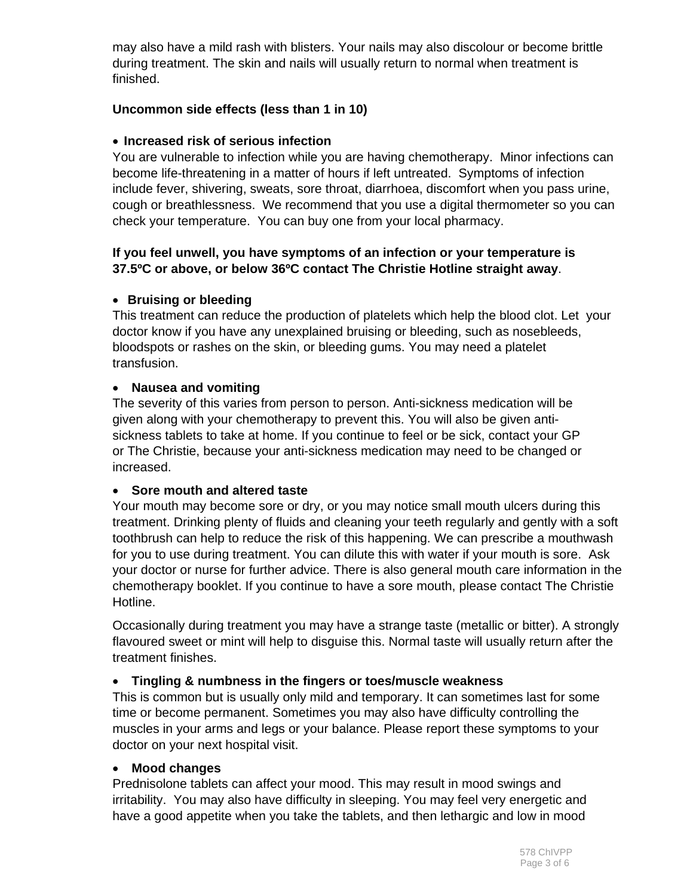may also have a mild rash with blisters. Your nails may also discolour or become brittle during treatment. The skin and nails will usually return to normal when treatment is finished.

**Uncommon side effects (less than 1 in 10)**

- **Increased risk of serious infection**

You are vulnerable to infection while you are having chemotherapy. Minor infections can become life-threatening in a matter of hours if left untreated. Symptoms of infection include fever, shivering, sweats, sore throat, diarrhoea, discomfort when you pass urine, cough or breathlessness. We recommend that you use a digital thermometer so you can check your temperature. You can buy one from your local pharmacy.

**If you feel unwell, you have symptoms of an infection or your temperature is 37.5ºC or above, or below 36ºC contact The Christie Hotline straight away**.

- **Bruising or bleeding**

This treatment can reduce the production of platelets which help the blood clot. Let your doctor know if you have any unexplained bruising or bleeding, such as nosebleeds, bloodspots or rashes on the skin, or bleeding gums. You may need a platelet transfusion.

- **Nausea and vomiting**

The severity of this varies from person to person. Anti-sickness medication will be given along with your chemotherapy to prevent this. You will also be given anti-sickness tablets to take at home. If you continue to feel or be sick, contact your GP or The Christie, because your anti-sickness medication may need to be changed or increased.

- **Sore mouth and altered taste**

Your mouth may become sore or dry, or you may notice small mouth ulcers during this treatment. Drinking plenty of fluids and cleaning your teeth regularly and gently with a soft toothbrush can help to reduce the risk of this happening. We can prescribe a mouthwash for you to use during treatment. You can dilute this with water if your mouth is sore. Ask your doctor or nurse for further advice. There is also general mouth care information in the chemotherapy booklet. If you continue to have a sore mouth, please contact The Christie Hotline.

Occasionally during treatment you may have a strange taste (metallic or bitter). A strongly flavoured sweet or mint will help to disguise this. Normal taste will usually return after the treatment finishes.

- **Tingling & numbness in the fingers or toes/muscle weakness**

This is common but is usually only mild and temporary. It can sometimes last for some time or become permanent. Sometimes you may also have difficulty controlling the muscles in your arms and legs or your balance. Please report these symptoms to your doctor on your next hospital visit.

- **Mood changes**

Prednisolone tablets can affect your mood. This may result in mood swings and irritability. You may also have difficulty in sleeping. You may feel very energetic and have a good appetite when you take the tablets, and then lethargic and low in mood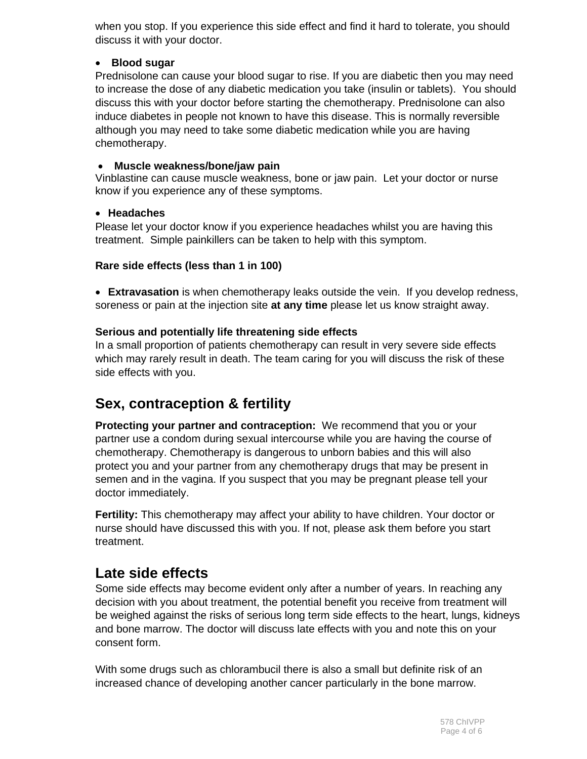when you stop. If you experience this side effect and find it hard to tolerate, you should discuss it with your doctor.

- **Blood sugar**

Prednisolone can cause your blood sugar to rise. If you are diabetic then you may need to increase the dose of any diabetic medication you take (insulin or tablets). You should discuss this with your doctor before starting the chemotherapy. Prednisolone can also induce diabetes in people not known to have this disease. This is normally reversible although you may need to take some diabetic medication while you are having chemotherapy.

- **Muscle weakness/bone/jaw pain**

Vinblastine can cause muscle weakness, bone or jaw pain. Let your doctor or nurse know if you experience any of these symptoms.

- **Headaches**

Please let your doctor know if you experience headaches whilst you are having this treatment. Simple painkillers can be taken to help with this symptom.

**Rare side effects (less than 1 in 100)**

- **Extravasation** is when chemotherapy leaks outside the vein. If you develop redness, soreness or pain at the injection site **at any time** please let us know straight away.

**Serious and potentially life threatening side effects**

In a small proportion of patients chemotherapy can result in very severe side effects which may rarely result in death. The team caring for you will discuss the risk of these side effects with you.

## Sex, contraception & fertility

**Protecting your partner and contraception:** We recommend that you or your partner use a condom during sexual intercourse while you are having the course of chemotherapy. Chemotherapy is dangerous to unborn babies and this will also protect you and your partner from any chemotherapy drugs that may be present in semen and in the vagina. If you suspect that you may be pregnant please tell your doctor immediately.

**Fertility:** This chemotherapy may affect your ability to have children. Your doctor or nurse should have discussed this with you. If not, please ask them before you start treatment.

## Late side effects

Some side effects may become evident only after a number of years. In reaching any decision with you about treatment, the potential benefit you receive from treatment will be weighed against the risks of serious long term side effects to the heart, lungs, kidneys and bone marrow. The doctor will discuss late effects with you and note this on your consent form.

With some drugs such as chlorambucil there is also a small but definite risk of an increased chance of developing another cancer particularly in the bone marrow.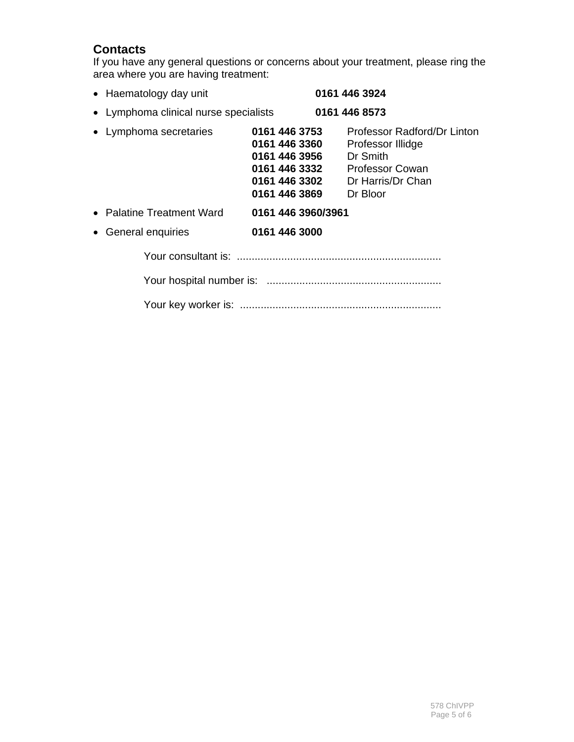## Contacts

If you have any general questions or concerns about your treatment, please ring the area where you are having treatment:

- Haematology day unit **0161 446 3924**
- Lymphoma clinical nurse specialists **0161 446 8573**
- Lymphoma secretaries
  - **0161 446 3753** Professor Radford/Dr Linton
  - **0161 446 3360** Professor Illidge
  - **0161 446 3956** Dr Smith
  - **0161 446 3332** Professor Cowan
  - **0161 446 3302** Dr Harris/Dr Chan
  - **0161 446 3869** Dr Bloor
- Palatine Treatment Ward **0161 446 3960/3961**
- General enquiries **0161 446 3000**

Your consultant is: .....................................................................

Your hospital number is: ...........................................................

Your key worker is: ....................................................................

578 ChlVPP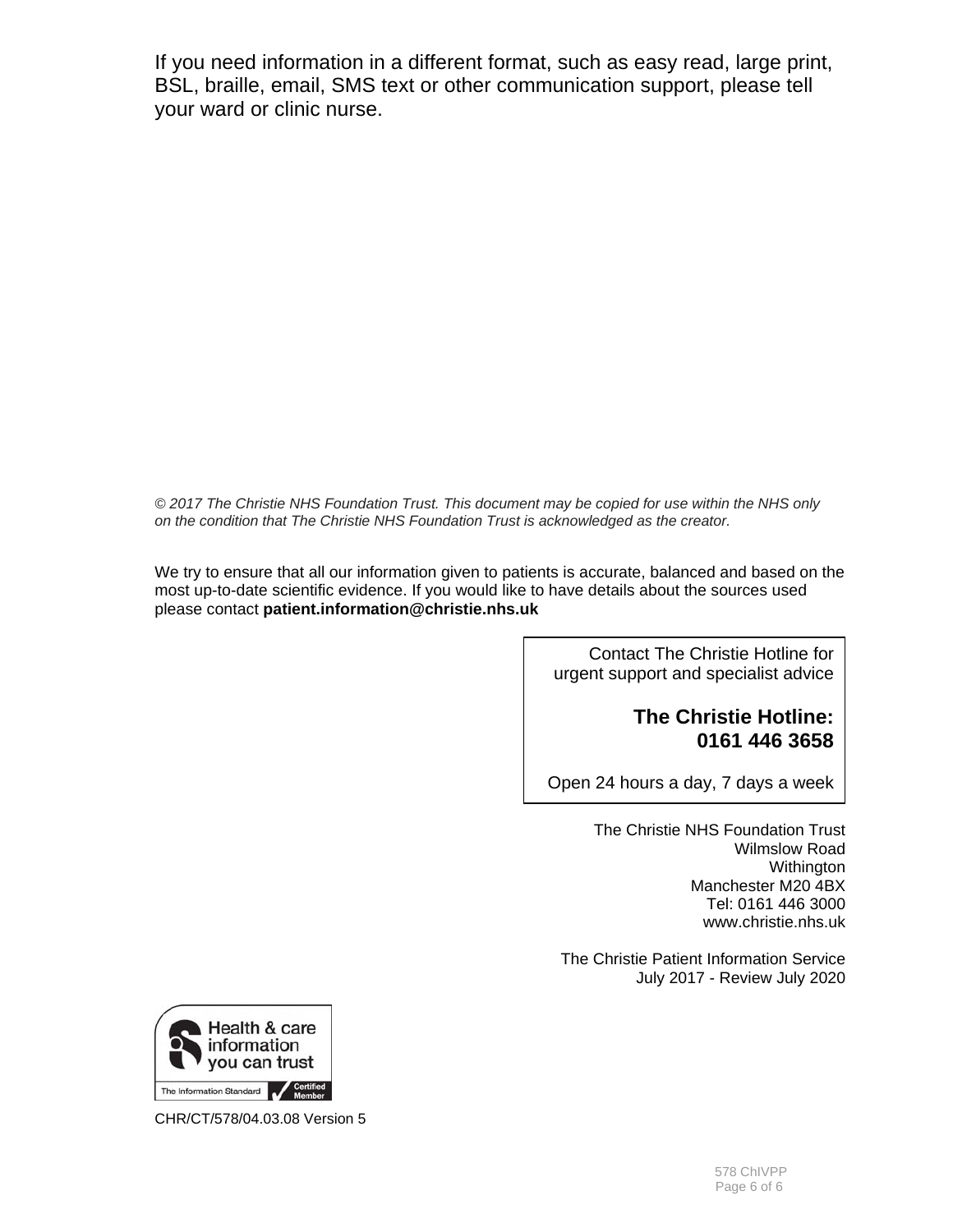If you need information in a different format, such as easy read, large print, BSL, braille, email, SMS text or other communication support, please tell your ward or clinic nurse.

*© 2017 The Christie NHS Foundation Trust. This document may be copied for use within the NHS only on the condition that The Christie NHS Foundation Trust is acknowledged as the creator.*

We try to ensure that all our information given to patients is accurate, balanced and based on the most up-to-date scientific evidence. If you would like to have details about the sources used please contact **patient.information@christie.nhs.uk**

Contact The Christie Hotline for urgent support and specialist advice

**The Christie Hotline: 0161 446 3658**

Open 24 hours a day, 7 days a week

The Christie NHS Foundation Trust
Wilmslow Road
Withington
Manchester M20 4BX
Tel: 0161 446 3000
www.christie.nhs.uk

The Christie Patient Information Service
July 2017 - Review July 2020

Health & care information you can trust
The Information Standard — Certified Member

CHR/CT/578/04.03.08 Version 5